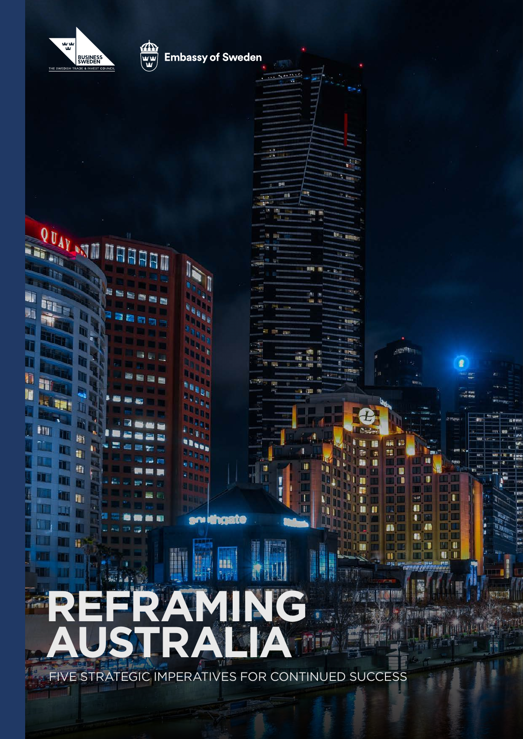BUSINESS SWEDEN
THE SWEDISH TRADE & INVEST COUNCIL

Embassy of Sweden

# REFRAMING AUSTRALIA

FIVE STRATEGIC IMPERATIVES FOR CONTINUED SUCCESS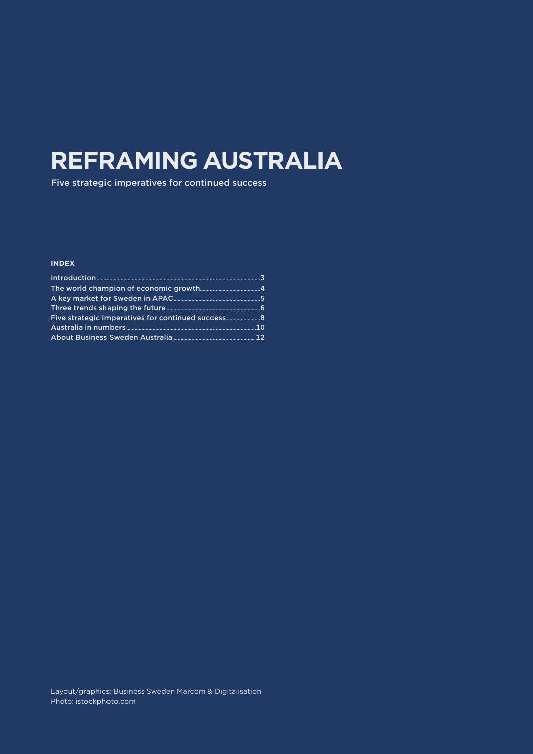# REFRAMING AUSTRALIA

Five strategic imperatives for continued success

**INDEX**

Introduction ........................................................ 3
The world champion of economic growth ........................................................ 4
A key market for Sweden in APAC ........................................................ 5
Three trends shaping the future ........................................................ 6
Five strategic imperatives for continued success ........................................................ 8
Australia in numbers ........................................................ 10
About Business Sweden Australia ........................................................ 12

Layout/graphics: Business Sweden Marcom & Digitalisation
Photo: istockphoto.com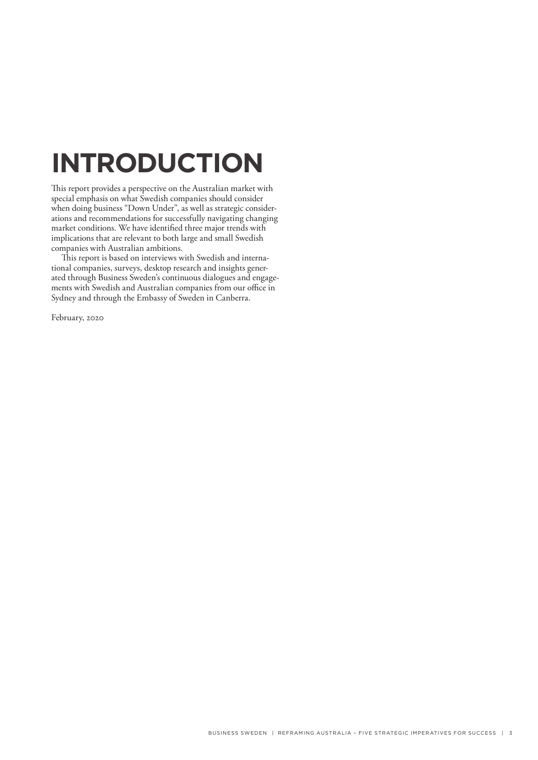# INTRODUCTION

This report provides a perspective on the Australian market with special emphasis on what Swedish companies should consider when doing business "Down Under", as well as strategic considerations and recommendations for successfully navigating changing market conditions. We have identified three major trends with implications that are relevant to both large and small Swedish companies with Australian ambitions.

This report is based on interviews with Swedish and international companies, surveys, desktop research and insights generated through Business Sweden's continuous dialogues and engagements with Swedish and Australian companies from our office in Sydney and through the Embassy of Sweden in Canberra.

February, 2020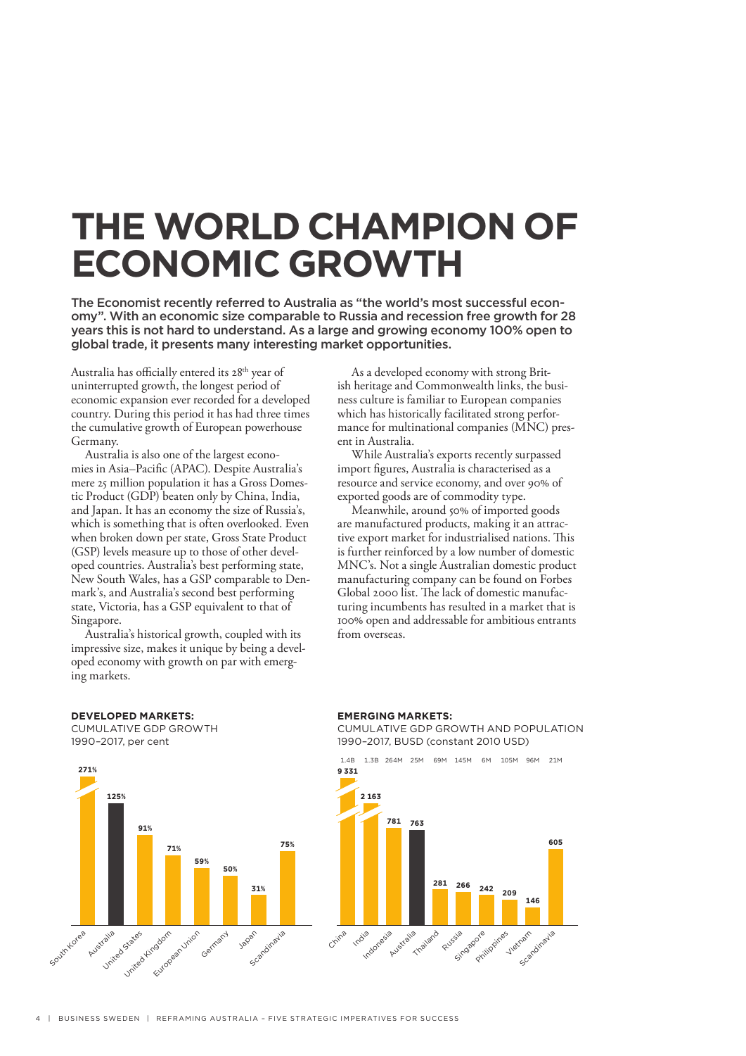# THE WORLD CHAMPION OF ECONOMIC GROWTH

**The Economist recently referred to Australia as "the world's most successful economy". With an economic size comparable to Russia and recession free growth for 28 years this is not hard to understand. As a large and growing economy 100% open to global trade, it presents many interesting market opportunities.**

Australia has officially entered its 28th year of uninterrupted growth, the longest period of economic expansion ever recorded for a developed country. During this period it has had three times the cumulative growth of European powerhouse Germany.

Australia is also one of the largest economies in Asia–Pacific (APAC). Despite Australia's mere 25 million population it has a Gross Domestic Product (GDP) beaten only by China, India, and Japan. It has an economy the size of Russia's, which is something that is often overlooked. Even when broken down per state, Gross State Product (GSP) levels measure up to those of other developed countries. Australia's best performing state, New South Wales, has a GSP comparable to Denmark's, and Australia's second best performing state, Victoria, has a GSP equivalent to that of Singapore.

Australia's historical growth, coupled with its impressive size, makes it unique by being a developed economy with growth on par with emerging markets.

As a developed economy with strong British heritage and Commonwealth links, the business culture is familiar to European companies which has historically facilitated strong performance for multinational companies (MNC) present in Australia.

While Australia's exports recently surpassed import figures, Australia is characterised as a resource and service economy, and over 90% of exported goods are of commodity type.

Meanwhile, around 50% of imported goods are manufactured products, making it an attractive export market for industrialised nations. This is further reinforced by a low number of domestic MNC's. Not a single Australian domestic product manufacturing company can be found on Forbes Global 2000 list. The lack of domestic manufacturing incumbents has resulted in a market that is 100% open and addressable for ambitious entrants from overseas.

**DEVELOPED MARKETS:**
CUMULATIVE GDP GROWTH
1990–2017, per cent

271% 125% 91% 71% 59% 50% 31% 75%

South Korea, Australia, United States, United Kingdom, European Union, Germany, Japan, Scandinavia

**EMERGING MARKETS:**
CUMULATIVE GDP GROWTH AND POPULATION
1990–2017, BUSD (constant 2010 USD)

1.4B 1.3B 264M 25M 69M 145M 6M 105M 96M 21M

9 331 2 163 781 763 281 266 242 209 146 605

China, India, Indonesia, Australia, Thailand, Russia, Singapore, Philippines, Vietnam, Scandinavia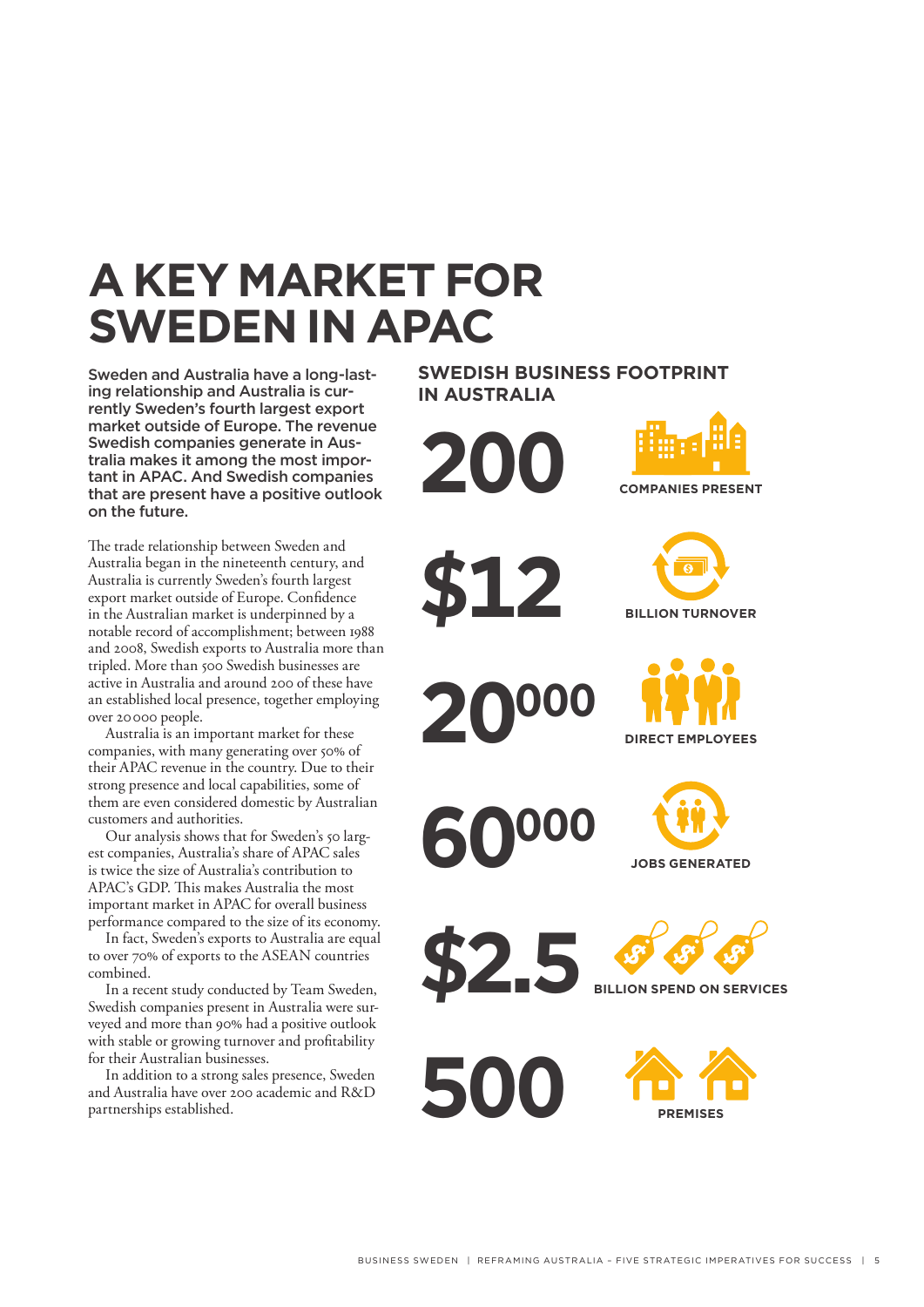# A KEY MARKET FOR SWEDEN IN APAC

**Sweden and Australia have a long-lasting relationship and Australia is currently Sweden's fourth largest export market outside of Europe. The revenue Swedish companies generate in Australia makes it among the most important in APAC. And Swedish companies that are present have a positive outlook on the future.**

The trade relationship between Sweden and Australia began in the nineteenth century, and Australia is currently Sweden's fourth largest export market outside of Europe. Confidence in the Australian market is underpinned by a notable record of accomplishment; between 1988 and 2008, Swedish exports to Australia more than tripled. More than 500 Swedish businesses are active in Australia and around 200 of these have an established local presence, together employing over 20 000 people.

Australia is an important market for these companies, with many generating over 50% of their APAC revenue in the country. Due to their strong presence and local capabilities, some of them are even considered domestic by Australian customers and authorities.

Our analysis shows that for Sweden's 50 largest companies, Australia's share of APAC sales is twice the size of Australia's contribution to APAC's GDP. This makes Australia the most important market in APAC for overall business performance compared to the size of its economy.

In fact, Sweden's exports to Australia are equal to over 70% of exports to the ASEAN countries combined.

In a recent study conducted by Team Sweden, Swedish companies present in Australia were surveyed and more than 90% had a positive outlook with stable or growing turnover and profitability for their Australian businesses.

In addition to a strong sales presence, Sweden and Australia have over 200 academic and R&D partnerships established.

## SWEDISH BUSINESS FOOTPRINT IN AUSTRALIA

**200**
COMPANIES PRESENT

**$12**
BILLION TURNOVER

**20 000**
DIRECT EMPLOYEES

**60 000**
JOBS GENERATED

**$2.5**
BILLION SPEND ON SERVICES

**500**
PREMISES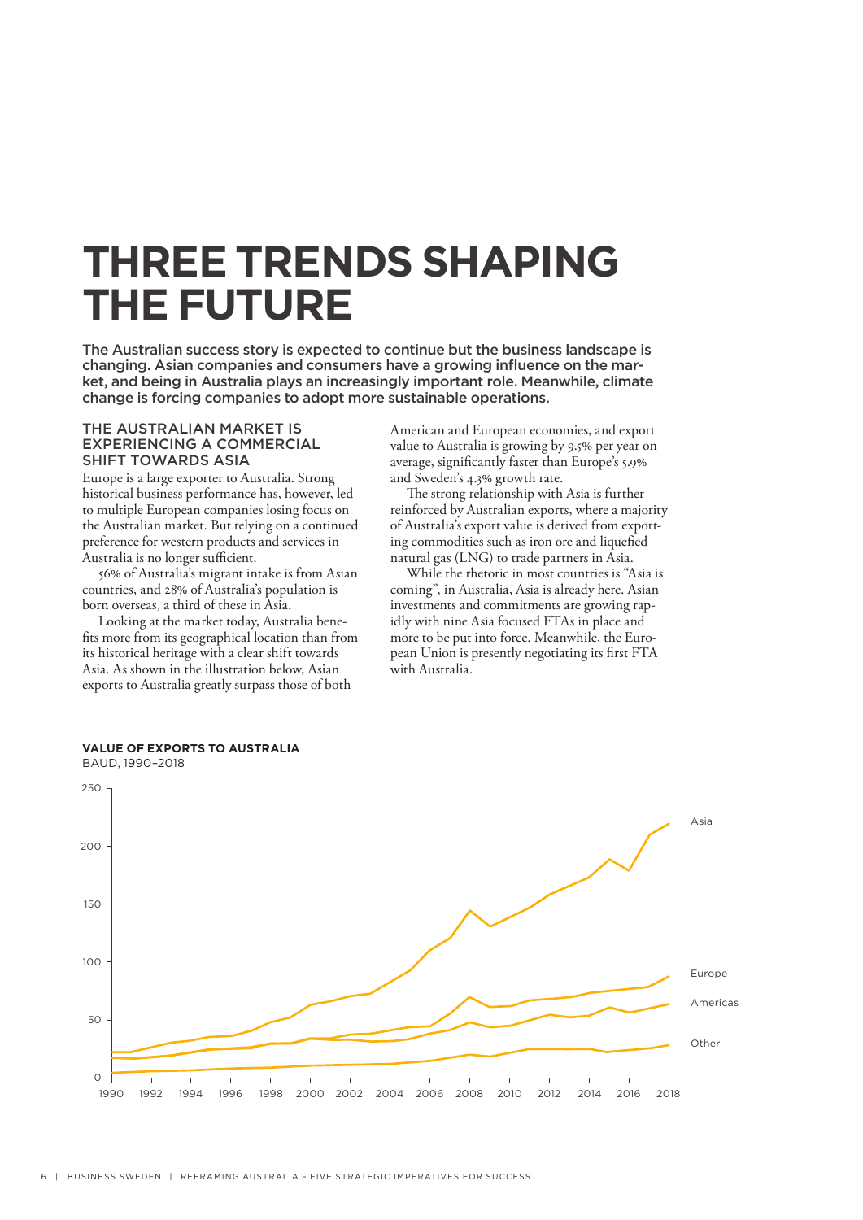# THREE TRENDS SHAPING THE FUTURE

**The Australian success story is expected to continue but the business landscape is changing. Asian companies and consumers have a growing influence on the market, and being in Australia plays an increasingly important role. Meanwhile, climate change is forcing companies to adopt more sustainable operations.**

### THE AUSTRALIAN MARKET IS EXPERIENCING A COMMERCIAL SHIFT TOWARDS ASIA

Europe is a large exporter to Australia. Strong historical business performance has, however, led to multiple European companies losing focus on the Australian market. But relying on a continued preference for western products and services in Australia is no longer sufficient.

56% of Australia's migrant intake is from Asian countries, and 28% of Australia's population is born overseas, a third of these in Asia.

Looking at the market today, Australia benefits more from its geographical location than from its historical heritage with a clear shift towards Asia. As shown in the illustration below, Asian exports to Australia greatly surpass those of both American and European economies, and export value to Australia is growing by 9.5% per year on average, significantly faster than Europe's 5.9% and Sweden's 4.3% growth rate.

The strong relationship with Asia is further reinforced by Australian exports, where a majority of Australia's export value is derived from exporting commodities such as iron ore and liquefied natural gas (LNG) to trade partners in Asia.

While the rhetoric in most countries is "Asia is coming", in Australia, Asia is already here. Asian investments and commitments are growing rapidly with nine Asia focused FTAs in place and more to be put into force. Meanwhile, the European Union is presently negotiating its first FTA with Australia.

**VALUE OF EXPORTS TO AUSTRALIA**
BAUD, 1990–2018

250
200
150
100
50
0

1990 1992 1994 1996 1998 2000 2002 2004 2006 2008 2010 2012 2014 2016 2018

Asia
Europe
Americas
Other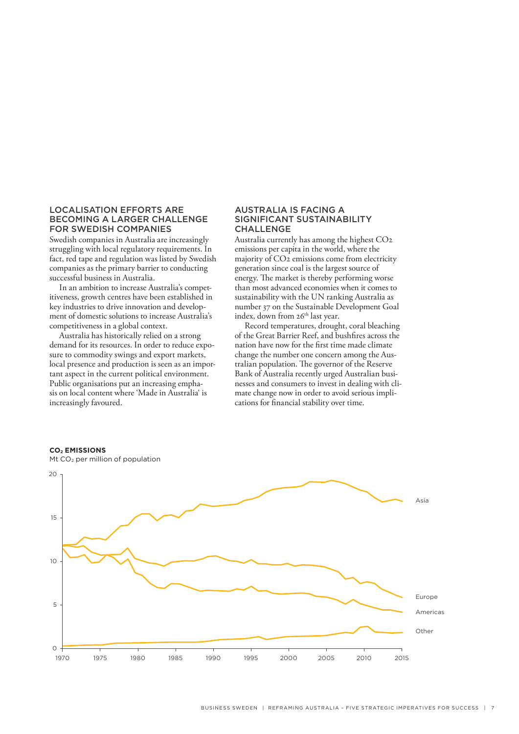## LOCALISATION EFFORTS ARE BECOMING A LARGER CHALLENGE FOR SWEDISH COMPANIES

Swedish companies in Australia are increasingly struggling with local regulatory requirements. In fact, red tape and regulation was listed by Swedish companies as the primary barrier to conducting successful business in Australia.

In an ambition to increase Australia's competitiveness, growth centres have been established in key industries to drive innovation and development of domestic solutions to increase Australia's competitiveness in a global context.

Australia has historically relied on a strong demand for its resources. In order to reduce exposure to commodity swings and export markets, local presence and production is seen as an important aspect in the current political environment. Public organisations put an increasing emphasis on local content where 'Made in Australia' is increasingly favoured.

## AUSTRALIA IS FACING A SIGNIFICANT SUSTAINABILITY CHALLENGE

Australia currently has among the highest $CO_2$ emissions per capita in the world, where the majority of $CO_2$ emissions come from electricity generation since coal is the largest source of energy. The market is thereby performing worse than most advanced economies when it comes to sustainability with the UN ranking Australia as number 37 on the Sustainable Development Goal index, down from 26th last year.

Record temperatures, drought, coral bleaching of the Great Barrier Reef, and bushfires across the nation have now for the first time made climate change the number one concern among the Australian population. The governor of the Reserve Bank of Australia recently urged Australian businesses and consumers to invest in dealing with climate change now in order to avoid serious implications for financial stability over time.

**$CO_2$ EMISSIONS**

Mt $CO_2$ per million of population

20
15
10
5
0

1970 1975 1980 1985 1990 1995 2000 2005 2010 2015

Asia

Europe

Americas

Other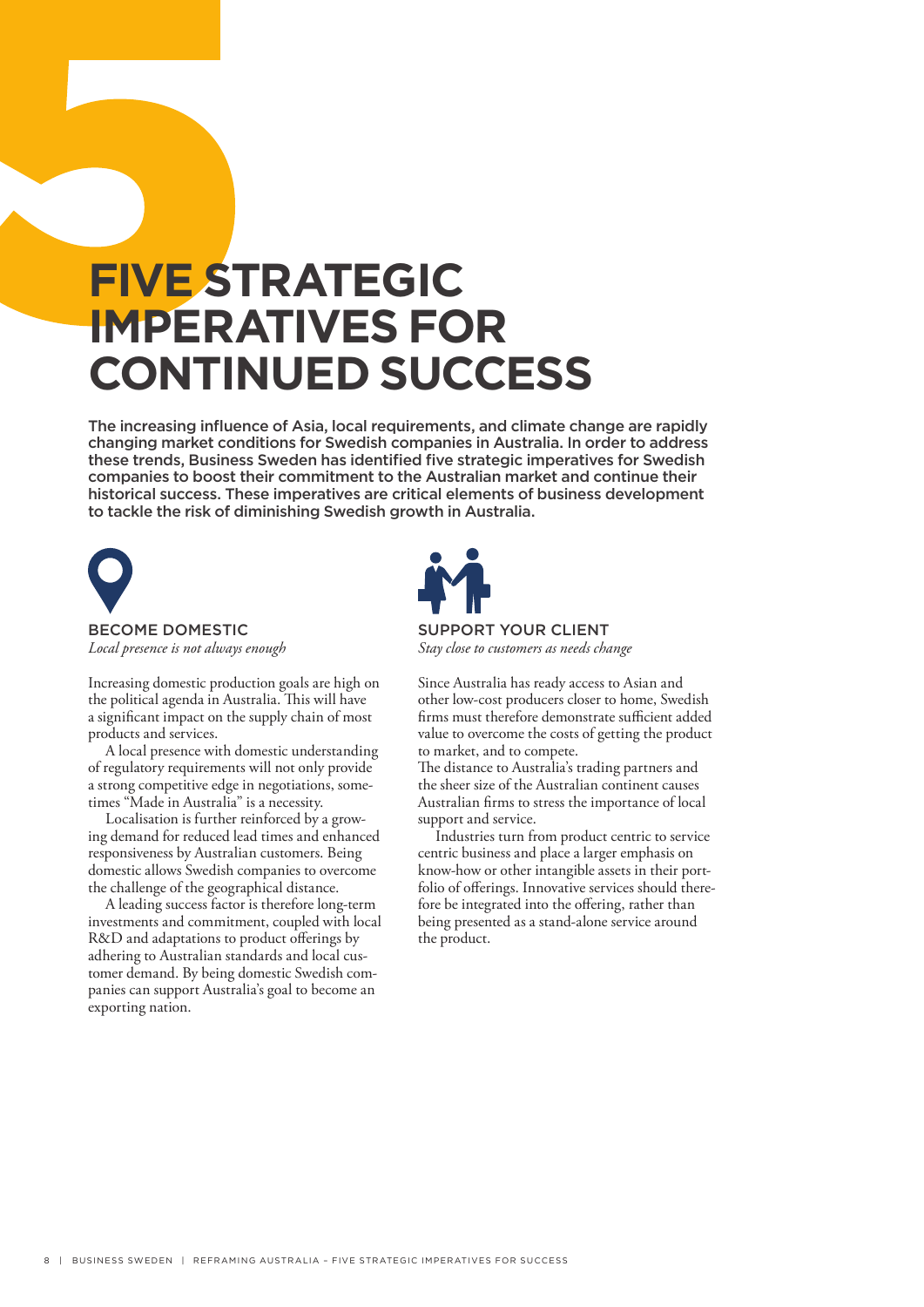# FIVE STRATEGIC IMPERATIVES FOR CONTINUED SUCCESS

**The increasing influence of Asia, local requirements, and climate change are rapidly changing market conditions for Swedish companies in Australia. In order to address these trends, Business Sweden has identified five strategic imperatives for Swedish companies to boost their commitment to the Australian market and continue their historical success. These imperatives are critical elements of business development to tackle the risk of diminishing Swedish growth in Australia.**

## BECOME DOMESTIC

*Local presence is not always enough*

Increasing domestic production goals are high on the political agenda in Australia. This will have a significant impact on the supply chain of most products and services.

A local presence with domestic understanding of regulatory requirements will not only provide a strong competitive edge in negotiations, sometimes "Made in Australia" is a necessity.

Localisation is further reinforced by a growing demand for reduced lead times and enhanced responsiveness by Australian customers. Being domestic allows Swedish companies to overcome the challenge of the geographical distance.

A leading success factor is therefore long-term investments and commitment, coupled with local R&D and adaptations to product offerings by adhering to Australian standards and local customer demand. By being domestic Swedish companies can support Australia's goal to become an exporting nation.

## SUPPORT YOUR CLIENT

*Stay close to customers as needs change*

Since Australia has ready access to Asian and other low-cost producers closer to home, Swedish firms must therefore demonstrate sufficient added value to overcome the costs of getting the product to market, and to compete.

The distance to Australia's trading partners and the sheer size of the Australian continent causes Australian firms to stress the importance of local support and service.

Industries turn from product centric to service centric business and place a larger emphasis on know-how or other intangible assets in their portfolio of offerings. Innovative services should therefore be integrated into the offering, rather than being presented as a stand-alone service around the product.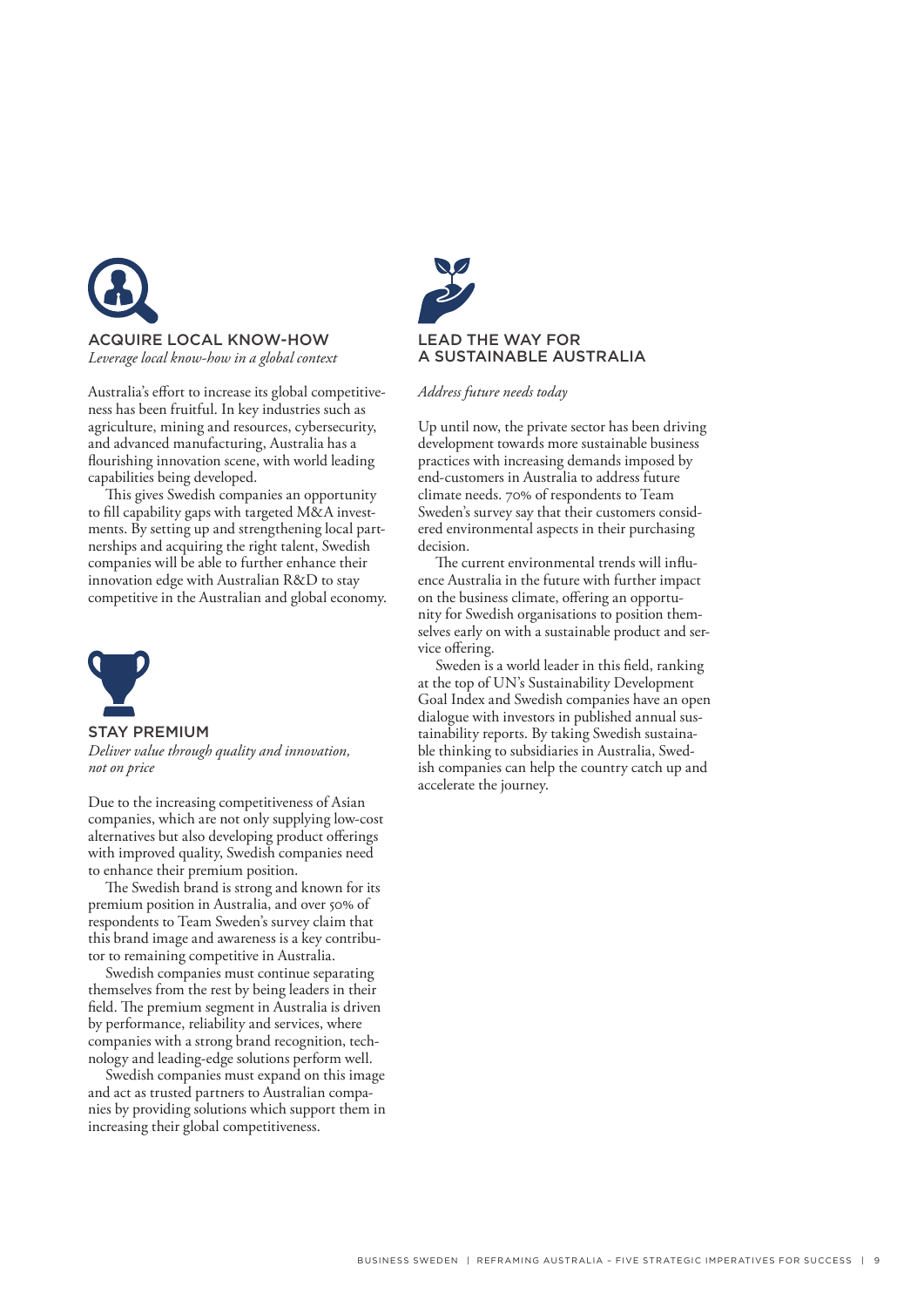## ACQUIRE LOCAL KNOW-HOW

*Leverage local know-how in a global context*

Australia's effort to increase its global competitiveness has been fruitful. In key industries such as agriculture, mining and resources, cybersecurity, and advanced manufacturing, Australia has a flourishing innovation scene, with world leading capabilities being developed.

This gives Swedish companies an opportunity to fill capability gaps with targeted M&A investments. By setting up and strengthening local partnerships and acquiring the right talent, Swedish companies will be able to further enhance their innovation edge with Australian R&D to stay competitive in the Australian and global economy.

## STAY PREMIUM

*Deliver value through quality and innovation, not on price*

Due to the increasing competitiveness of Asian companies, which are not only supplying low-cost alternatives but also developing product offerings with improved quality, Swedish companies need to enhance their premium position.

The Swedish brand is strong and known for its premium position in Australia, and over 50% of respondents to Team Sweden's survey claim that this brand image and awareness is a key contributor to remaining competitive in Australia.

Swedish companies must continue separating themselves from the rest by being leaders in their field. The premium segment in Australia is driven by performance, reliability and services, where companies with a strong brand recognition, technology and leading-edge solutions perform well.

Swedish companies must expand on this image and act as trusted partners to Australian companies by providing solutions which support them in increasing their global competitiveness.

## LEAD THE WAY FOR A SUSTAINABLE AUSTRALIA

*Address future needs today*

Up until now, the private sector has been driving development towards more sustainable business practices with increasing demands imposed by end-customers in Australia to address future climate needs. 70% of respondents to Team Sweden's survey say that their customers considered environmental aspects in their purchasing decision.

The current environmental trends will influence Australia in the future with further impact on the business climate, offering an opportunity for Swedish organisations to position themselves early on with a sustainable product and service offering.

Sweden is a world leader in this field, ranking at the top of UN's Sustainability Development Goal Index and Swedish companies have an open dialogue with investors in published annual sustainability reports. By taking Swedish sustainable thinking to subsidiaries in Australia, Swedish companies can help the country catch up and accelerate the journey.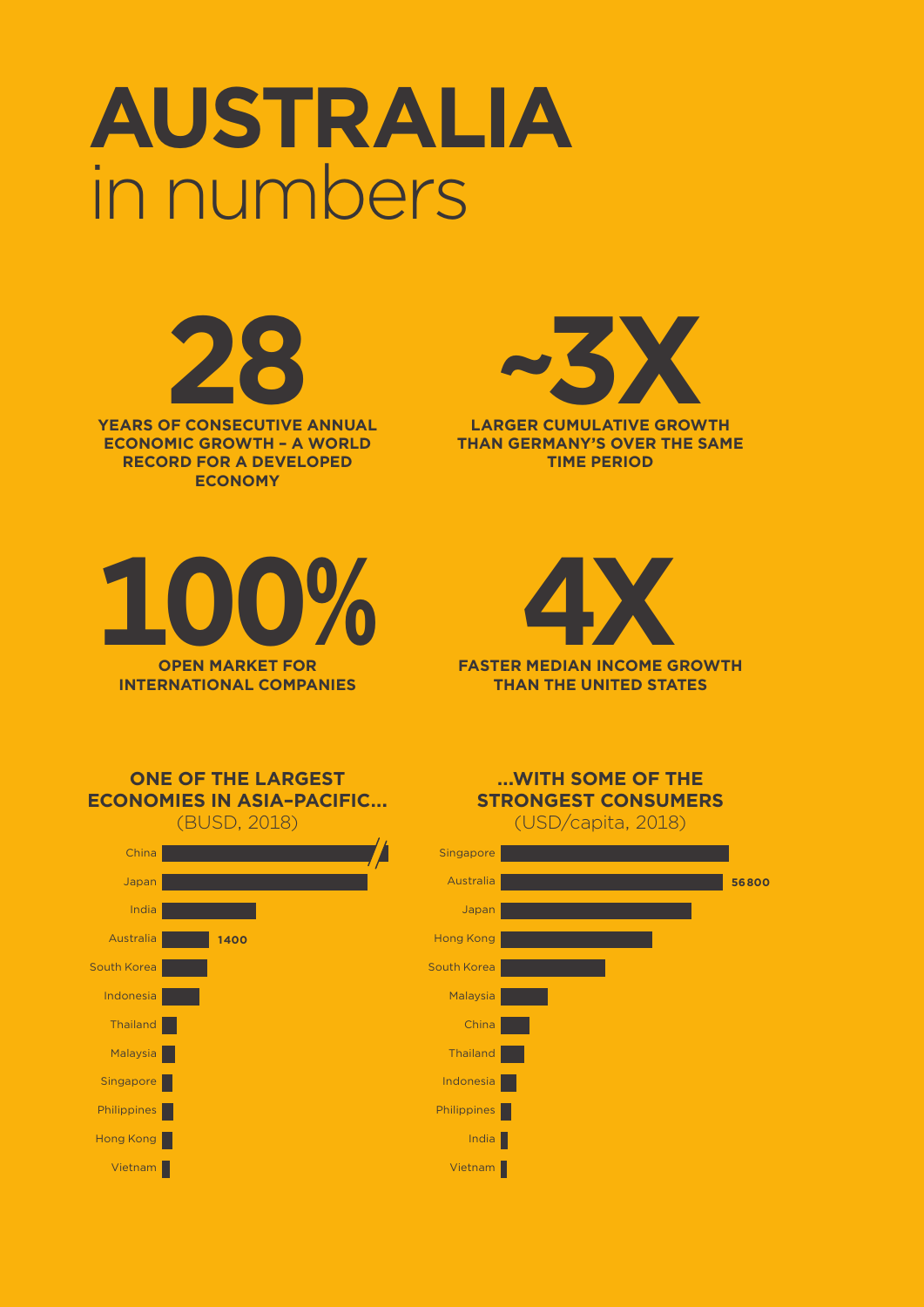# AUSTRALIA
in numbers

**28**

**YEARS OF CONSECUTIVE ANNUAL ECONOMIC GROWTH – A WORLD RECORD FOR A DEVELOPED ECONOMY**

**~3X**

**LARGER CUMULATIVE GROWTH THAN GERMANY'S OVER THE SAME TIME PERIOD**

**100%**

**OPEN MARKET FOR INTERNATIONAL COMPANIES**

**4X**

**FASTER MEDIAN INCOME GROWTH THAN THE UNITED STATES**

**ONE OF THE LARGEST ECONOMIES IN ASIA-PACIFIC...**
(BUSD, 2018)

China
Japan
India
Australia 1400
South Korea
Indonesia
Thailand
Malaysia
Singapore
Philippines
Hong Kong
Vietnam

**...WITH SOME OF THE STRONGEST CONSUMERS**
(USD/capita, 2018)

Singapore
Australia 56800
Japan
Hong Kong
South Korea
Malaysia
China
Thailand
Indonesia
Philippines
India
Vietnam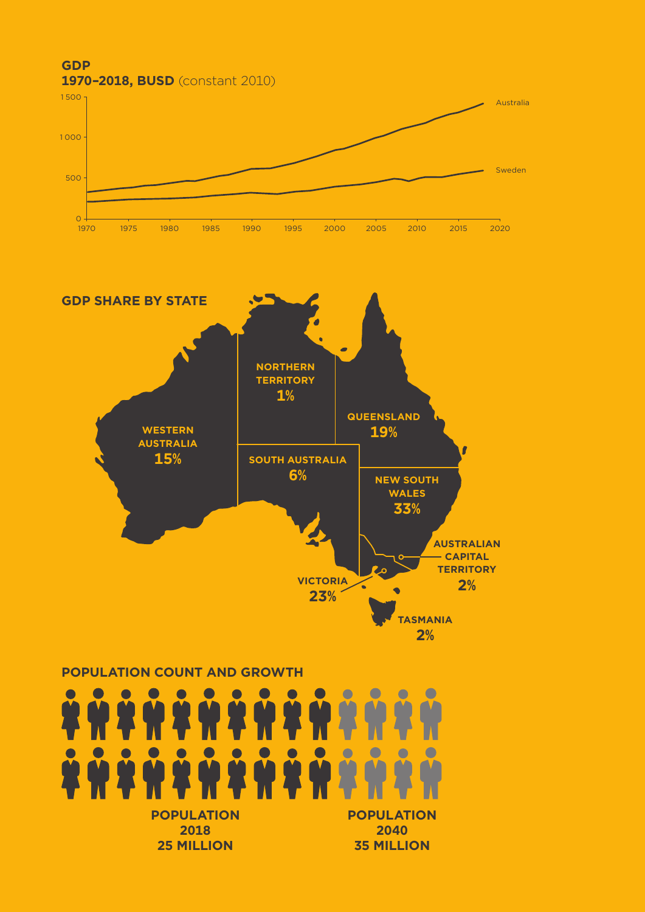## GDP

**1970–2018, BUSD** (constant 2010)

1 500
1 000
500
0

1970 1975 1980 1985 1990 1995 2000 2005 2010 2015 2020

Australia

Sweden

## GDP SHARE BY STATE

**NORTHERN TERRITORY**
**1%**

**QUEENSLAND**
**19%**

**WESTERN AUSTRALIA**
**15%**

**SOUTH AUSTRALIA**
**6%**

**NEW SOUTH WALES**
**33%**

**AUSTRALIAN CAPITAL TERRITORY**
**2%**

**VICTORIA**
**23%**

**TASMANIA**
**2%**

## POPULATION COUNT AND GROWTH

**POPULATION**
**2018**
**25 MILLION**

**POPULATION**
**2040**
**35 MILLION**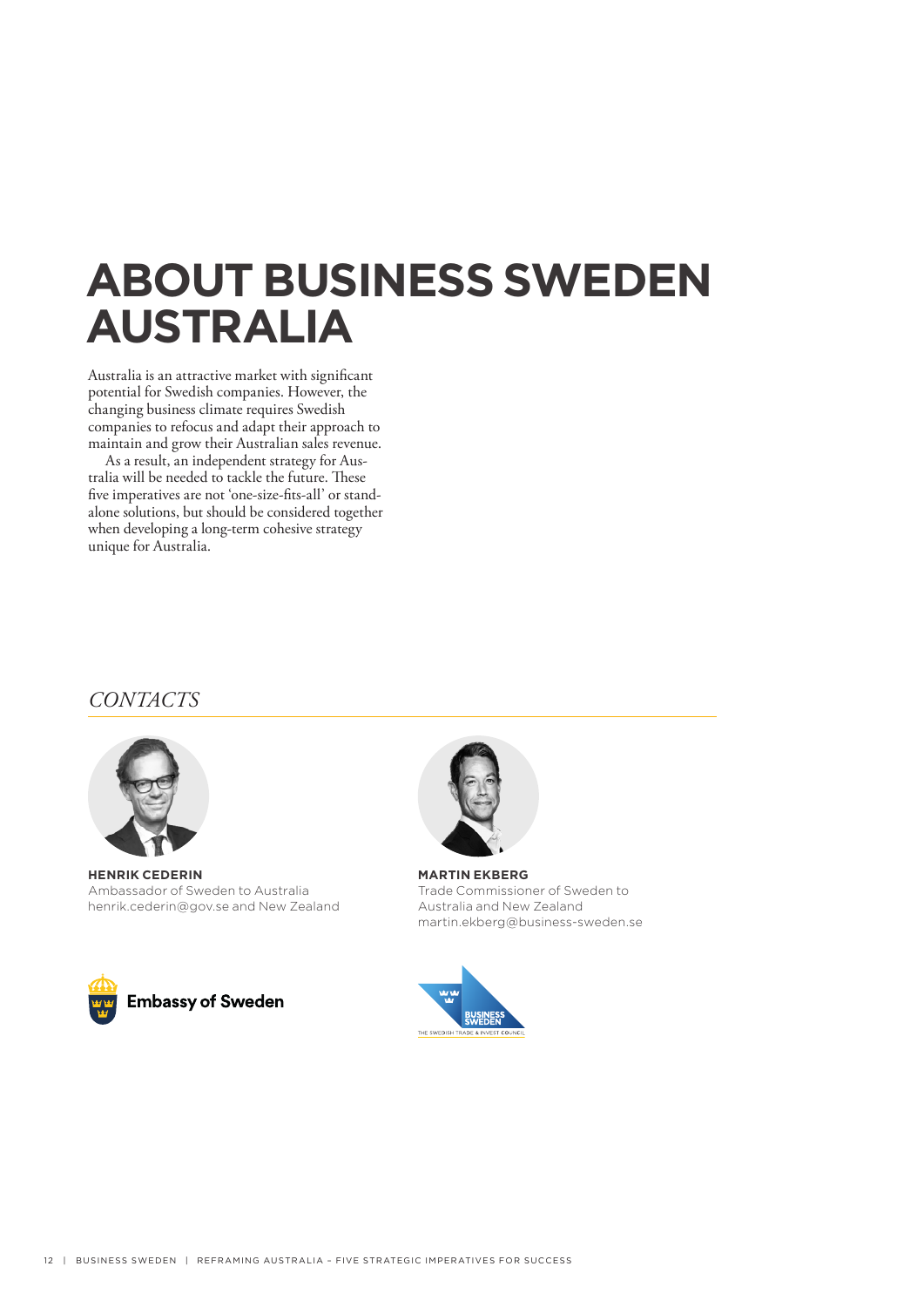# ABOUT BUSINESS SWEDEN AUSTRALIA

Australia is an attractive market with significant potential for Swedish companies. However, the changing business climate requires Swedish companies to refocus and adapt their approach to maintain and grow their Australian sales revenue.

As a result, an independent strategy for Australia will be needed to tackle the future. These five imperatives are not 'one-size-fits-all' or stand-alone solutions, but should be considered together when developing a long-term cohesive strategy unique for Australia.

## *CONTACTS*

**HENRIK CEDERIN**
Ambassador of Sweden to Australia and New Zealand
henrik.cederin@gov.se

**MARTIN EKBERG**
Trade Commissioner of Sweden to Australia and New Zealand
martin.ekberg@business-sweden.se

Embassy of Sweden

BUSINESS SWEDEN
THE SWEDISH TRADE & INVEST COUNCIL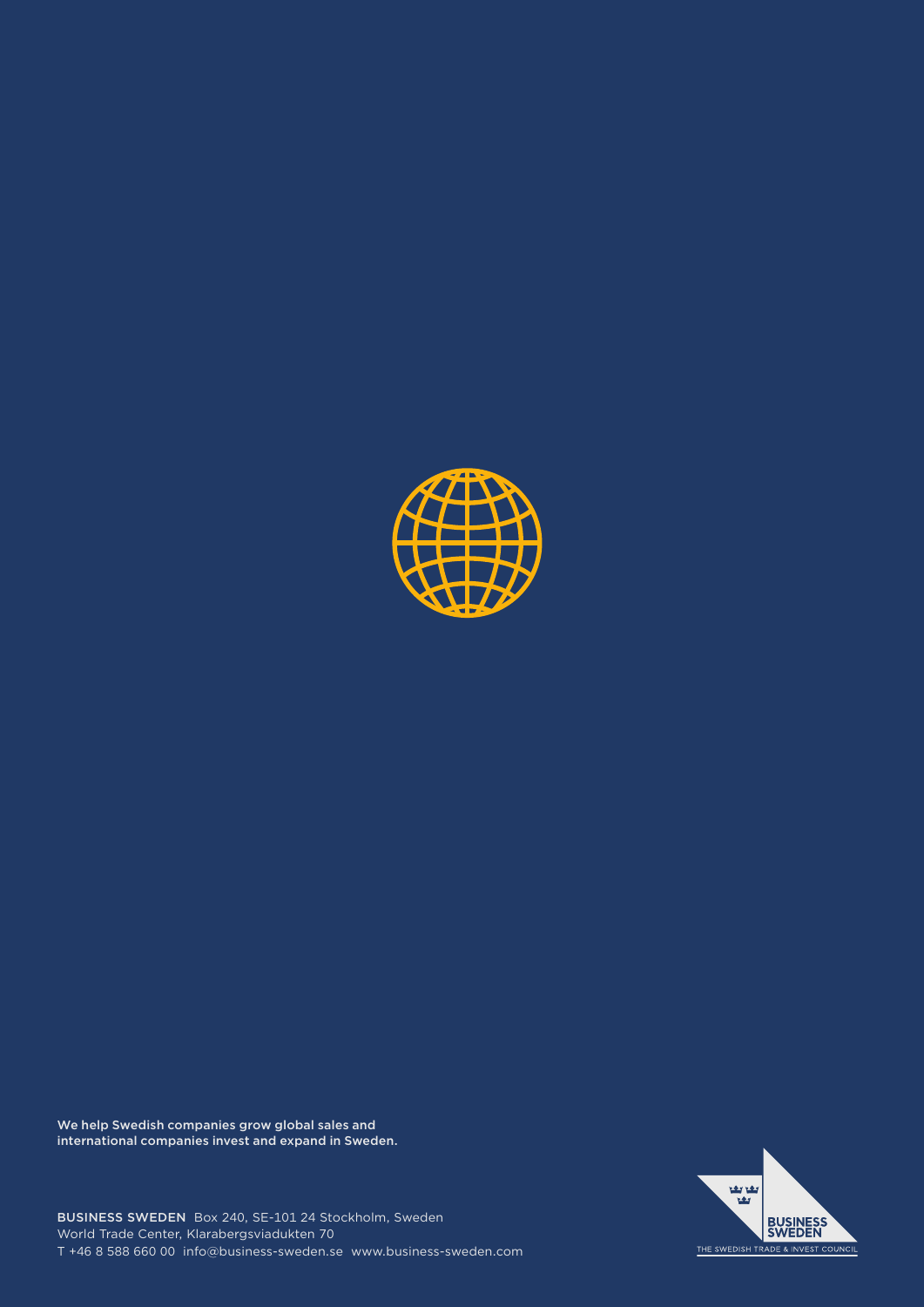**We help Swedish companies grow global sales and international companies invest and expand in Sweden.**

**BUSINESS SWEDEN** Box 240, SE-101 24 Stockholm, Sweden
World Trade Center, Klarabergsviadukten 70
T +46 8 588 660 00 info@business-sweden.se www.business-sweden.com

BUSINESS SWEDEN
THE SWEDISH TRADE & INVEST COUNCIL